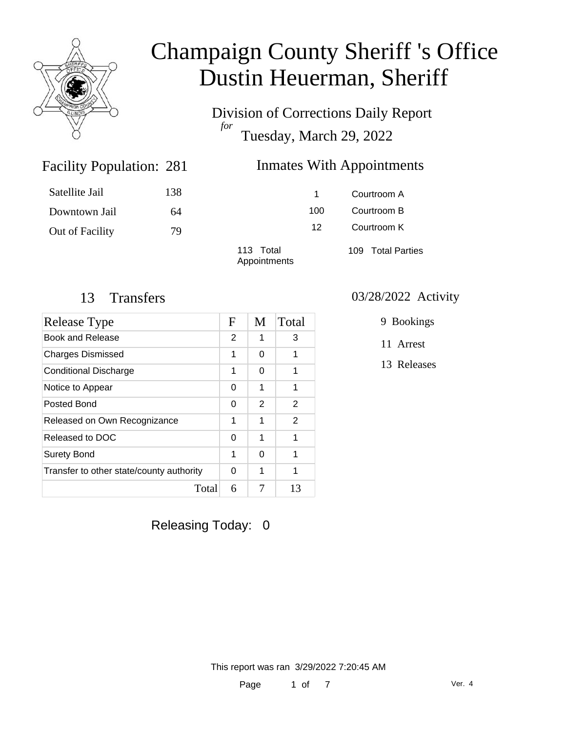# Champaign County Sheriff 's Office
# Dustin Heuerman, Sheriff

Division of Corrections Daily Report
*for*
Tuesday, March 29, 2022

## Facility Population: 281

| | |
|---|---|
| Satellite Jail | 138 |
| Downtown Jail | 64 |
| Out of Facility | 79 |

## Inmates With Appointments

| | |
|---|---|
| 1 | Courtroom A |
| 100 | Courtroom B |
| 12 | Courtroom K |

113 Total Appointments

109 Total Parties

## 13 Transfers

| Release Type | F | M | Total |
|---|---|---|---|
| Book and Release | 2 | 1 | 3 |
| Charges Dismissed | 1 | 0 | 1 |
| Conditional Discharge | 1 | 0 | 1 |
| Notice to Appear | 0 | 1 | 1 |
| Posted Bond | 0 | 2 | 2 |
| Released on Own Recognizance | 1 | 1 | 2 |
| Released to DOC | 0 | 1 | 1 |
| Surety Bond | 1 | 0 | 1 |
| Transfer to other state/county authority | 0 | 1 | 1 |
| Total | 6 | 7 | 13 |

## 03/28/2022 Activity

9 Bookings

11 Arrest

13 Releases

Releasing Today: 0

This report was ran 3/29/2022 7:20:45 AM

Ver. 4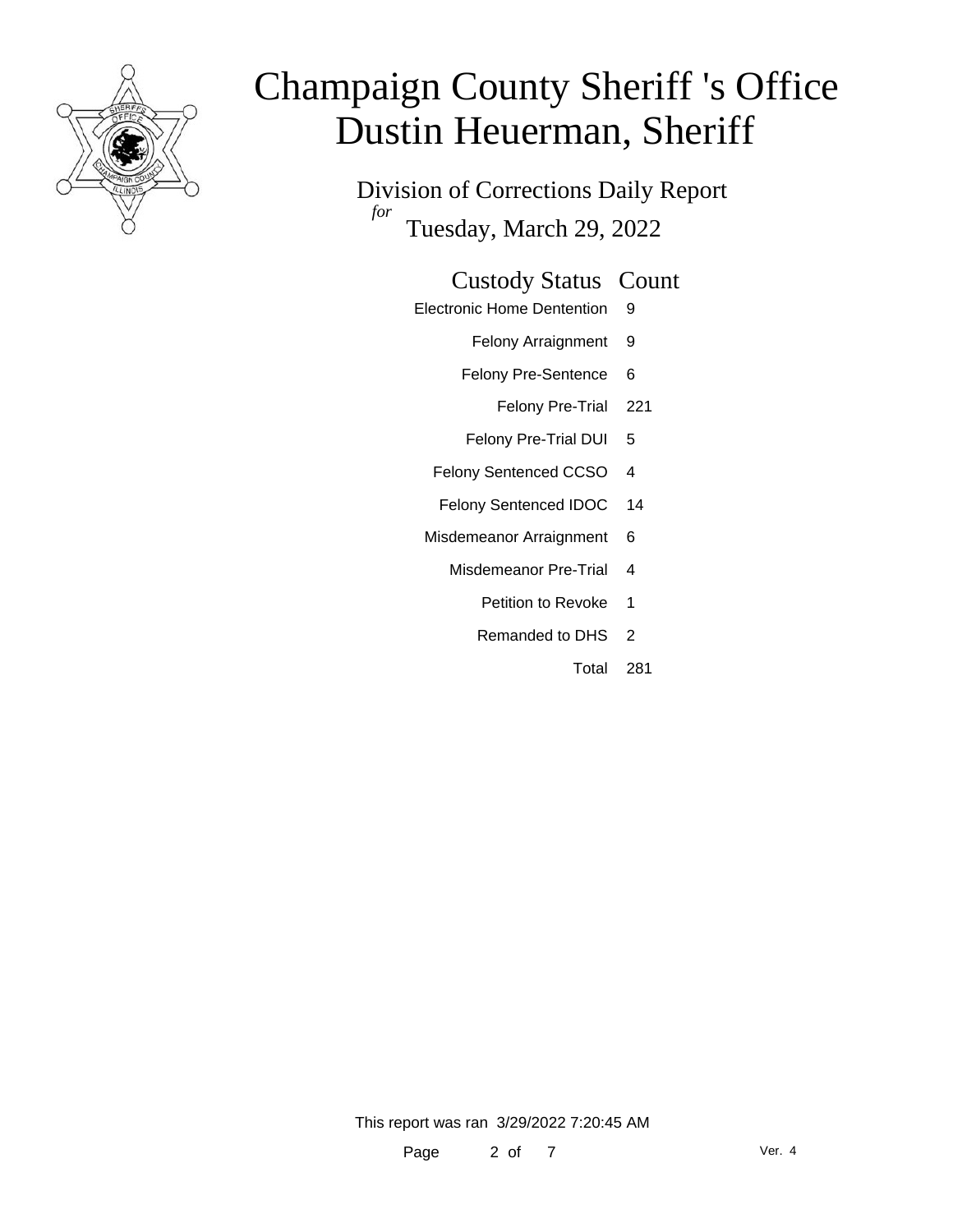# Champaign County Sheriff 's Office
# Dustin Heuerman, Sheriff

Division of Corrections Daily Report
*for*
Tuesday, March 29, 2022

| Custody Status | Count |
|---|---|
| Electronic Home Dentention | 9 |
| Felony Arraignment | 9 |
| Felony Pre-Sentence | 6 |
| Felony Pre-Trial | 221 |
| Felony Pre-Trial DUI | 5 |
| Felony Sentenced CCSO | 4 |
| Felony Sentenced IDOC | 14 |
| Misdemeanor Arraignment | 6 |
| Misdemeanor Pre-Trial | 4 |
| Petition to Revoke | 1 |
| Remanded to DHS | 2 |
| Total | 281 |

This report was ran 3/29/2022 7:20:45 AM

Ver. 4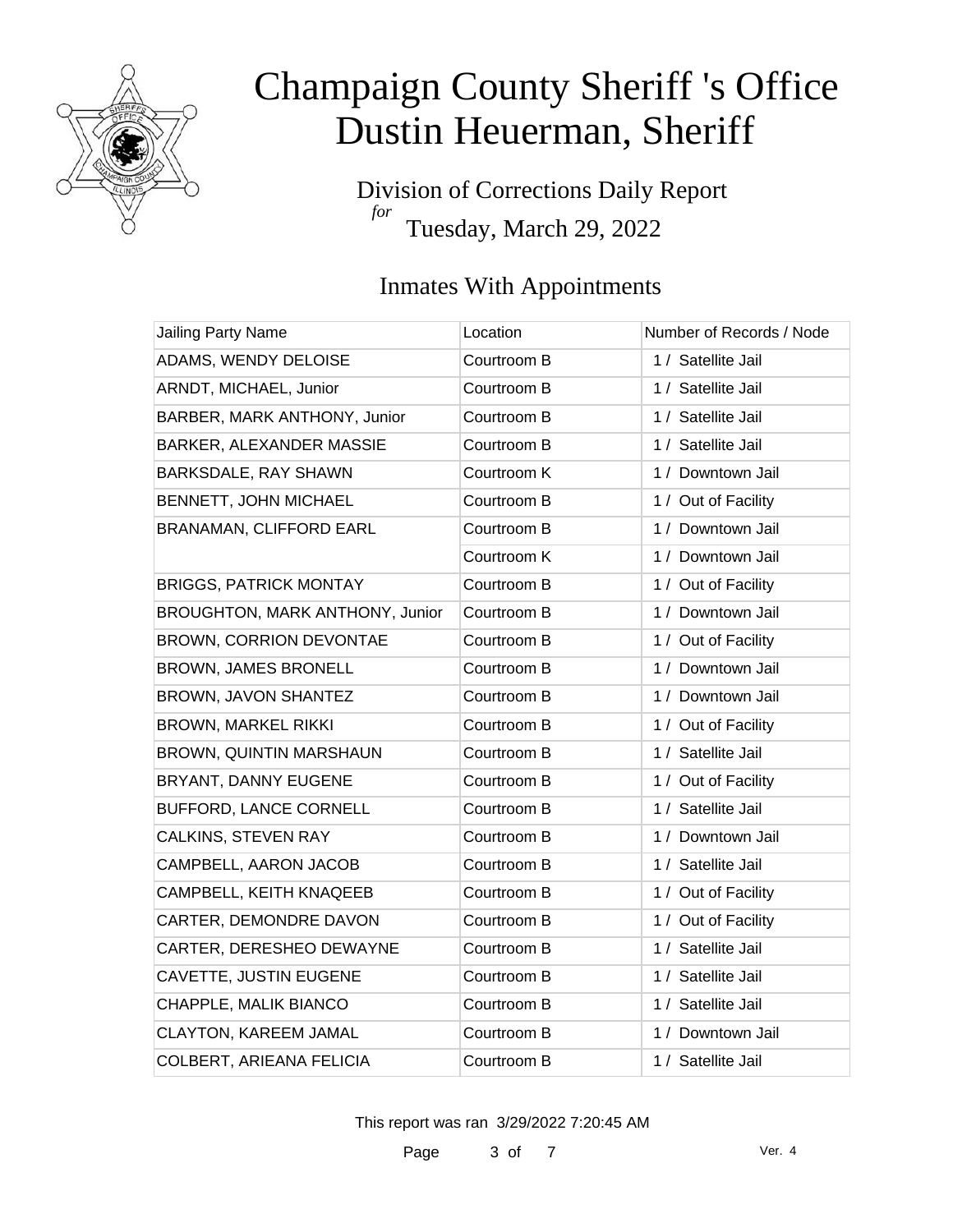# Champaign County Sheriff 's Office
# Dustin Heuerman, Sheriff

Division of Corrections Daily Report
*for*
Tuesday, March 29, 2022

## Inmates With Appointments

| Jailing Party Name | Location | Number of Records / Node |
|---|---|---|
| ADAMS, WENDY DELOISE | Courtroom B | 1 / Satellite Jail |
| ARNDT, MICHAEL, Junior | Courtroom B | 1 / Satellite Jail |
| BARBER, MARK ANTHONY, Junior | Courtroom B | 1 / Satellite Jail |
| BARKER, ALEXANDER MASSIE | Courtroom B | 1 / Satellite Jail |
| BARKSDALE, RAY SHAWN | Courtroom K | 1 / Downtown Jail |
| BENNETT, JOHN MICHAEL | Courtroom B | 1 / Out of Facility |
| BRANAMAN, CLIFFORD EARL | Courtroom B | 1 / Downtown Jail |
| | Courtroom K | 1 / Downtown Jail |
| BRIGGS, PATRICK MONTAY | Courtroom B | 1 / Out of Facility |
| BROUGHTON, MARK ANTHONY, Junior | Courtroom B | 1 / Downtown Jail |
| BROWN, CORRION DEVONTAE | Courtroom B | 1 / Out of Facility |
| BROWN, JAMES BRONELL | Courtroom B | 1 / Downtown Jail |
| BROWN, JAVON SHANTEZ | Courtroom B | 1 / Downtown Jail |
| BROWN, MARKEL RIKKI | Courtroom B | 1 / Out of Facility |
| BROWN, QUINTIN MARSHAUN | Courtroom B | 1 / Satellite Jail |
| BRYANT, DANNY EUGENE | Courtroom B | 1 / Out of Facility |
| BUFFORD, LANCE CORNELL | Courtroom B | 1 / Satellite Jail |
| CALKINS, STEVEN RAY | Courtroom B | 1 / Downtown Jail |
| CAMPBELL, AARON JACOB | Courtroom B | 1 / Satellite Jail |
| CAMPBELL, KEITH KNAQEEB | Courtroom B | 1 / Out of Facility |
| CARTER, DEMONDRE DAVON | Courtroom B | 1 / Out of Facility |
| CARTER, DERESHEO DEWAYNE | Courtroom B | 1 / Satellite Jail |
| CAVETTE, JUSTIN EUGENE | Courtroom B | 1 / Satellite Jail |
| CHAPPLE, MALIK BIANCO | Courtroom B | 1 / Satellite Jail |
| CLAYTON, KAREEM JAMAL | Courtroom B | 1 / Downtown Jail |
| COLBERT, ARIEANA FELICIA | Courtroom B | 1 / Satellite Jail |

This report was ran 3/29/2022 7:20:45 AM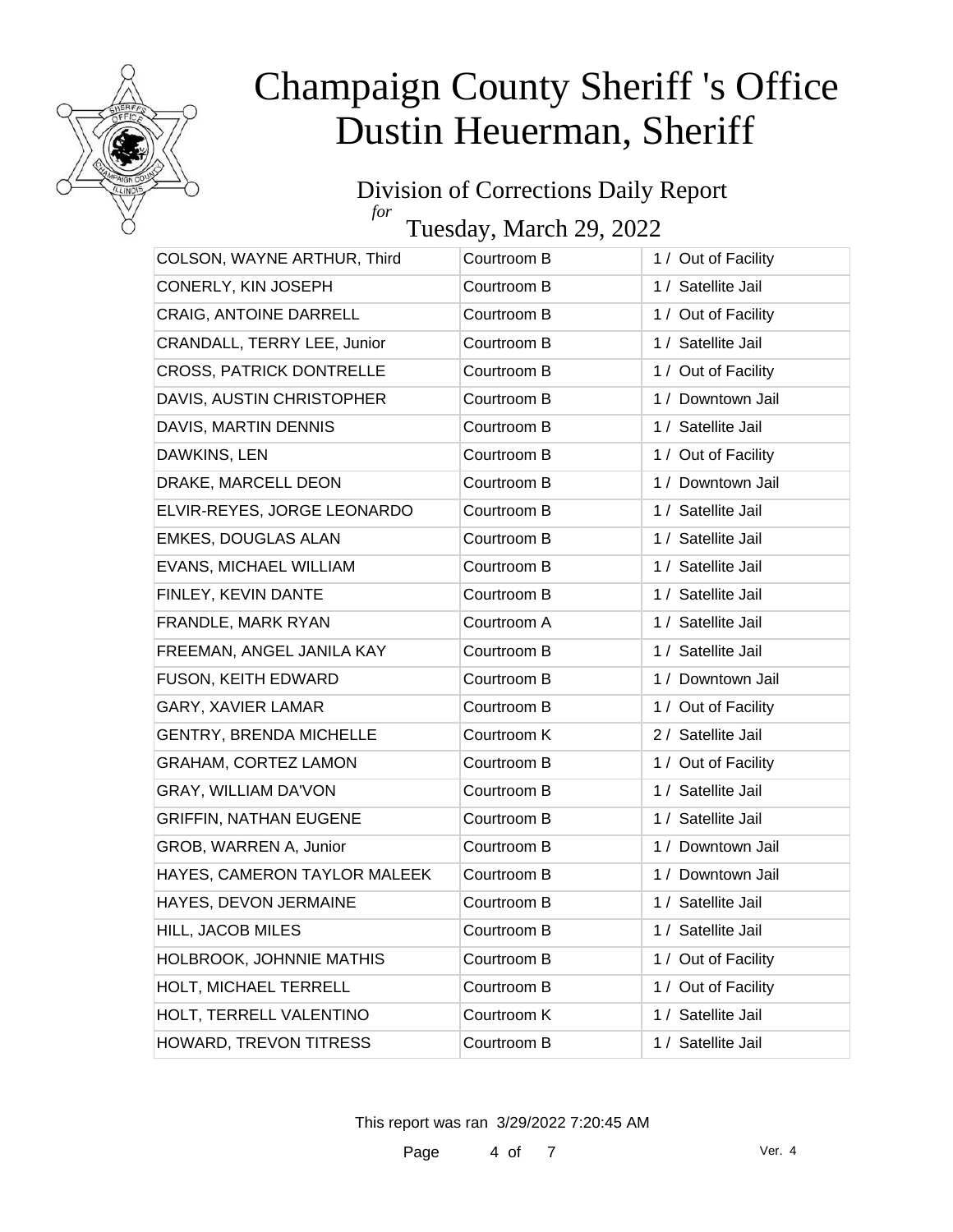# Champaign County Sheriff 's Office
# Dustin Heuerman, Sheriff

## Division of Corrections Daily Report
*for*
## Tuesday, March 29, 2022

| | | |
|---|---|---|
| COLSON, WAYNE ARTHUR, Third | Courtroom B | 1 / Out of Facility |
| CONERLY, KIN JOSEPH | Courtroom B | 1 / Satellite Jail |
| CRAIG, ANTOINE DARRELL | Courtroom B | 1 / Out of Facility |
| CRANDALL, TERRY LEE, Junior | Courtroom B | 1 / Satellite Jail |
| CROSS, PATRICK DONTRELLE | Courtroom B | 1 / Out of Facility |
| DAVIS, AUSTIN CHRISTOPHER | Courtroom B | 1 / Downtown Jail |
| DAVIS, MARTIN DENNIS | Courtroom B | 1 / Satellite Jail |
| DAWKINS, LEN | Courtroom B | 1 / Out of Facility |
| DRAKE, MARCELL DEON | Courtroom B | 1 / Downtown Jail |
| ELVIR-REYES, JORGE LEONARDO | Courtroom B | 1 / Satellite Jail |
| EMKES, DOUGLAS ALAN | Courtroom B | 1 / Satellite Jail |
| EVANS, MICHAEL WILLIAM | Courtroom B | 1 / Satellite Jail |
| FINLEY, KEVIN DANTE | Courtroom B | 1 / Satellite Jail |
| FRANDLE, MARK RYAN | Courtroom A | 1 / Satellite Jail |
| FREEMAN, ANGEL JANILA KAY | Courtroom B | 1 / Satellite Jail |
| FUSON, KEITH EDWARD | Courtroom B | 1 / Downtown Jail |
| GARY, XAVIER LAMAR | Courtroom B | 1 / Out of Facility |
| GENTRY, BRENDA MICHELLE | Courtroom K | 2 / Satellite Jail |
| GRAHAM, CORTEZ LAMON | Courtroom B | 1 / Out of Facility |
| GRAY, WILLIAM DA'VON | Courtroom B | 1 / Satellite Jail |
| GRIFFIN, NATHAN EUGENE | Courtroom B | 1 / Satellite Jail |
| GROB, WARREN A, Junior | Courtroom B | 1 / Downtown Jail |
| HAYES, CAMERON TAYLOR MALEEK | Courtroom B | 1 / Downtown Jail |
| HAYES, DEVON JERMAINE | Courtroom B | 1 / Satellite Jail |
| HILL, JACOB MILES | Courtroom B | 1 / Satellite Jail |
| HOLBROOK, JOHNNIE MATHIS | Courtroom B | 1 / Out of Facility |
| HOLT, MICHAEL TERRELL | Courtroom B | 1 / Out of Facility |
| HOLT, TERRELL VALENTINO | Courtroom K | 1 / Satellite Jail |
| HOWARD, TREVON TITRESS | Courtroom B | 1 / Satellite Jail |

This report was ran 3/29/2022 7:20:45 AM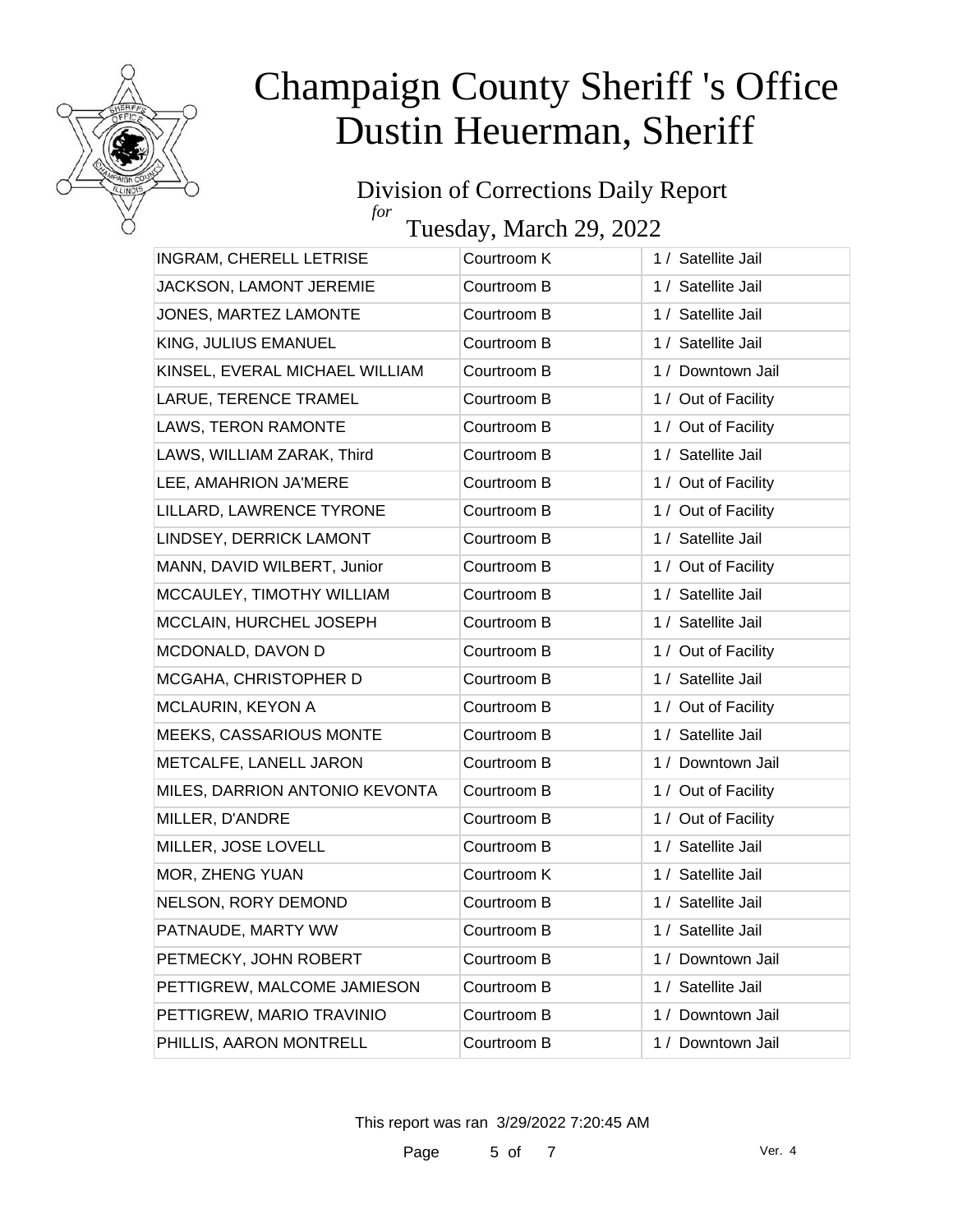# Champaign County Sheriff 's Office
# Dustin Heuerman, Sheriff

## Division of Corrections Daily Report

*for*

## Tuesday, March 29, 2022

| | | |
|---|---|---|
| INGRAM, CHERELL LETRISE | Courtroom K | 1 / Satellite Jail |
| JACKSON, LAMONT JEREMIE | Courtroom B | 1 / Satellite Jail |
| JONES, MARTEZ LAMONTE | Courtroom B | 1 / Satellite Jail |
| KING, JULIUS EMANUEL | Courtroom B | 1 / Satellite Jail |
| KINSEL, EVERAL MICHAEL WILLIAM | Courtroom B | 1 / Downtown Jail |
| LARUE, TERENCE TRAMEL | Courtroom B | 1 / Out of Facility |
| LAWS, TERON RAMONTE | Courtroom B | 1 / Out of Facility |
| LAWS, WILLIAM ZARAK, Third | Courtroom B | 1 / Satellite Jail |
| LEE, AMAHRION JA'MERE | Courtroom B | 1 / Out of Facility |
| LILLARD, LAWRENCE TYRONE | Courtroom B | 1 / Out of Facility |
| LINDSEY, DERRICK LAMONT | Courtroom B | 1 / Satellite Jail |
| MANN, DAVID WILBERT, Junior | Courtroom B | 1 / Out of Facility |
| MCCAULEY, TIMOTHY WILLIAM | Courtroom B | 1 / Satellite Jail |
| MCCLAIN, HURCHEL JOSEPH | Courtroom B | 1 / Satellite Jail |
| MCDONALD, DAVON D | Courtroom B | 1 / Out of Facility |
| MCGAHA, CHRISTOPHER D | Courtroom B | 1 / Satellite Jail |
| MCLAURIN, KEYON A | Courtroom B | 1 / Out of Facility |
| MEEKS, CASSARIOUS MONTE | Courtroom B | 1 / Satellite Jail |
| METCALFE, LANELL JARON | Courtroom B | 1 / Downtown Jail |
| MILES, DARRION ANTONIO KEVONTA | Courtroom B | 1 / Out of Facility |
| MILLER, D'ANDRE | Courtroom B | 1 / Out of Facility |
| MILLER, JOSE LOVELL | Courtroom B | 1 / Satellite Jail |
| MOR, ZHENG YUAN | Courtroom K | 1 / Satellite Jail |
| NELSON, RORY DEMOND | Courtroom B | 1 / Satellite Jail |
| PATNAUDE, MARTY WW | Courtroom B | 1 / Satellite Jail |
| PETMECKY, JOHN ROBERT | Courtroom B | 1 / Downtown Jail |
| PETTIGREW, MALCOME JAMIESON | Courtroom B | 1 / Satellite Jail |
| PETTIGREW, MARIO TRAVINIO | Courtroom B | 1 / Downtown Jail |
| PHILLIS, AARON MONTRELL | Courtroom B | 1 / Downtown Jail |

This report was ran 3/29/2022 7:20:45 AM

Ver. 4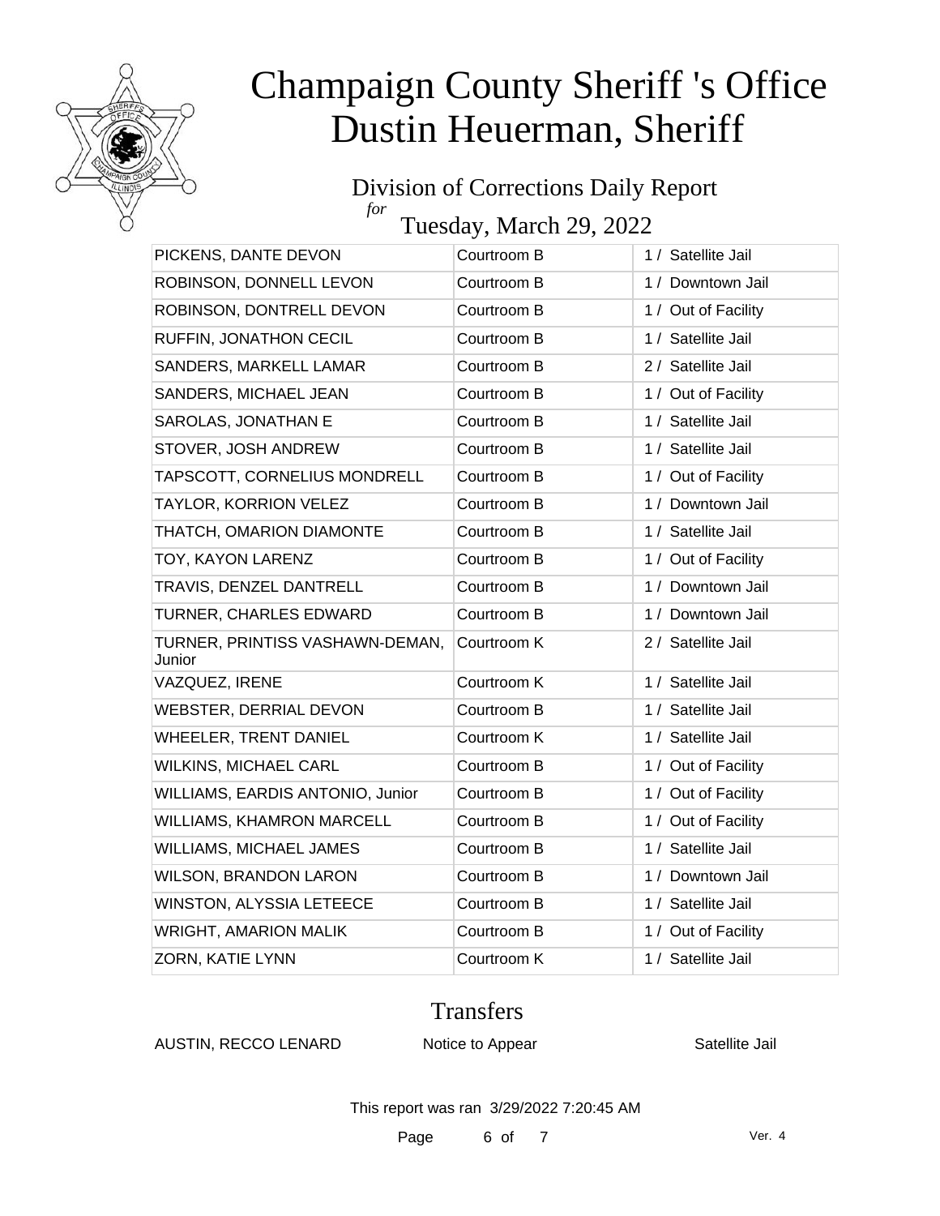# Champaign County Sheriff 's Office
# Dustin Heuerman, Sheriff

## Division of Corrections Daily Report
*for*
## Tuesday, March 29, 2022

| | | |
|---|---|---|
| PICKENS, DANTE DEVON | Courtroom B | 1 / Satellite Jail |
| ROBINSON, DONNELL LEVON | Courtroom B | 1 / Downtown Jail |
| ROBINSON, DONTRELL DEVON | Courtroom B | 1 / Out of Facility |
| RUFFIN, JONATHON CECIL | Courtroom B | 1 / Satellite Jail |
| SANDERS, MARKELL LAMAR | Courtroom B | 2 / Satellite Jail |
| SANDERS, MICHAEL JEAN | Courtroom B | 1 / Out of Facility |
| SAROLAS, JONATHAN E | Courtroom B | 1 / Satellite Jail |
| STOVER, JOSH ANDREW | Courtroom B | 1 / Satellite Jail |
| TAPSCOTT, CORNELIUS MONDRELL | Courtroom B | 1 / Out of Facility |
| TAYLOR, KORRION VELEZ | Courtroom B | 1 / Downtown Jail |
| THATCH, OMARION DIAMONTE | Courtroom B | 1 / Satellite Jail |
| TOY, KAYON LARENZ | Courtroom B | 1 / Out of Facility |
| TRAVIS, DENZEL DANTRELL | Courtroom B | 1 / Downtown Jail |
| TURNER, CHARLES EDWARD | Courtroom B | 1 / Downtown Jail |
| TURNER, PRINTISS VASHAWN-DEMAN, Junior | Courtroom K | 2 / Satellite Jail |
| VAZQUEZ, IRENE | Courtroom K | 1 / Satellite Jail |
| WEBSTER, DERRIAL DEVON | Courtroom B | 1 / Satellite Jail |
| WHEELER, TRENT DANIEL | Courtroom K | 1 / Satellite Jail |
| WILKINS, MICHAEL CARL | Courtroom B | 1 / Out of Facility |
| WILLIAMS, EARDIS ANTONIO, Junior | Courtroom B | 1 / Out of Facility |
| WILLIAMS, KHAMRON MARCELL | Courtroom B | 1 / Out of Facility |
| WILLIAMS, MICHAEL JAMES | Courtroom B | 1 / Satellite Jail |
| WILSON, BRANDON LARON | Courtroom B | 1 / Downtown Jail |
| WINSTON, ALYSSIA LETEECE | Courtroom B | 1 / Satellite Jail |
| WRIGHT, AMARION MALIK | Courtroom B | 1 / Out of Facility |
| ZORN, KATIE LYNN | Courtroom K | 1 / Satellite Jail |

## Transfers

| | | |
|---|---|---|
| AUSTIN, RECCO LENARD | Notice to Appear | Satellite Jail |

This report was ran 3/29/2022 7:20:45 AM

Ver. 4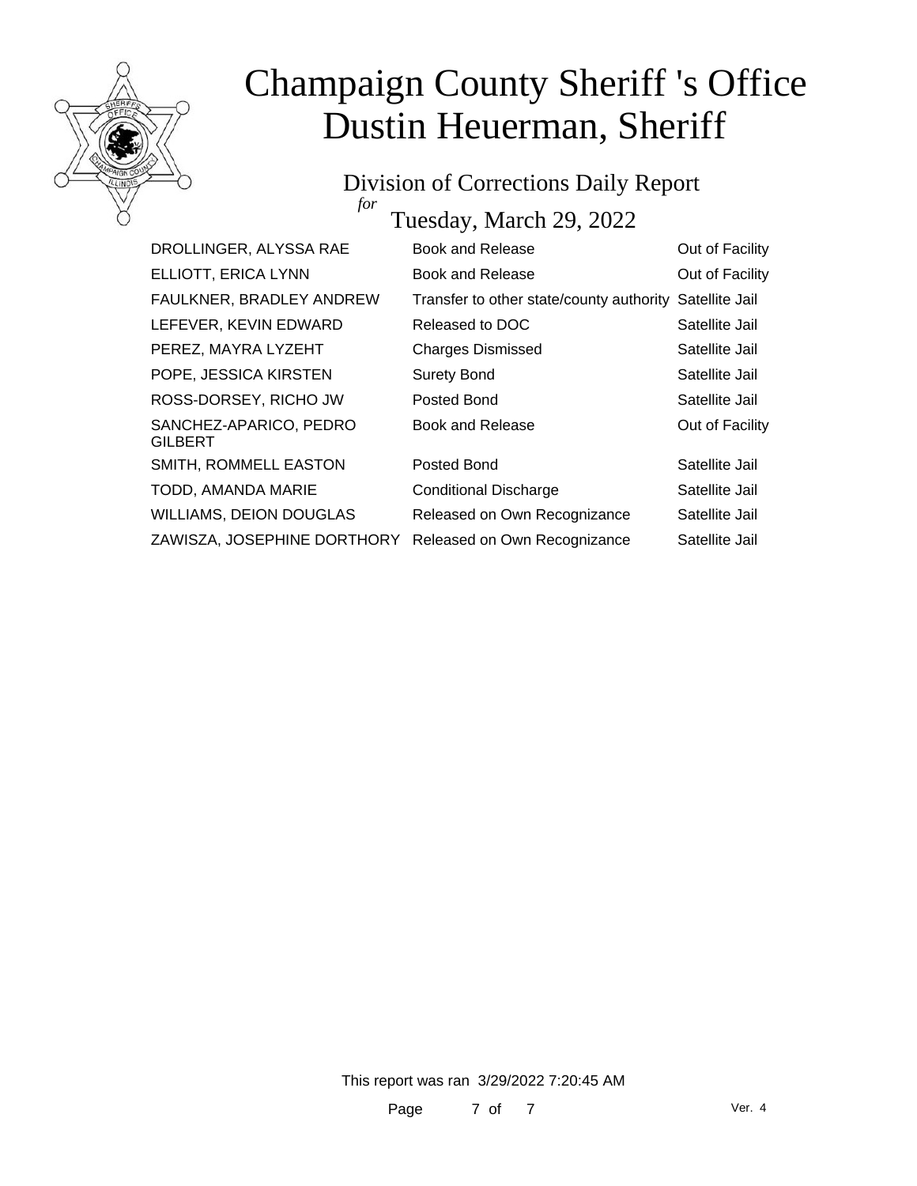# Champaign County Sheriff 's Office
# Dustin Heuerman, Sheriff

## Division of Corrections Daily Report
*for*
## Tuesday, March 29, 2022

| | | |
|---|---|---|
| DROLLINGER, ALYSSA RAE | Book and Release | Out of Facility |
| ELLIOTT, ERICA LYNN | Book and Release | Out of Facility |
| FAULKNER, BRADLEY ANDREW | Transfer to other state/county authority | Satellite Jail |
| LEFEVER, KEVIN EDWARD | Released to DOC | Satellite Jail |
| PEREZ, MAYRA LYZEHT | Charges Dismissed | Satellite Jail |
| POPE, JESSICA KIRSTEN | Surety Bond | Satellite Jail |
| ROSS-DORSEY, RICHO JW | Posted Bond | Satellite Jail |
| SANCHEZ-APARICO, PEDRO GILBERT | Book and Release | Out of Facility |
| SMITH, ROMMELL EASTON | Posted Bond | Satellite Jail |
| TODD, AMANDA MARIE | Conditional Discharge | Satellite Jail |
| WILLIAMS, DEION DOUGLAS | Released on Own Recognizance | Satellite Jail |
| ZAWISZA, JOSEPHINE DORTHORY | Released on Own Recognizance | Satellite Jail |

This report was ran 3/29/2022 7:20:45 AM

Ver. 4